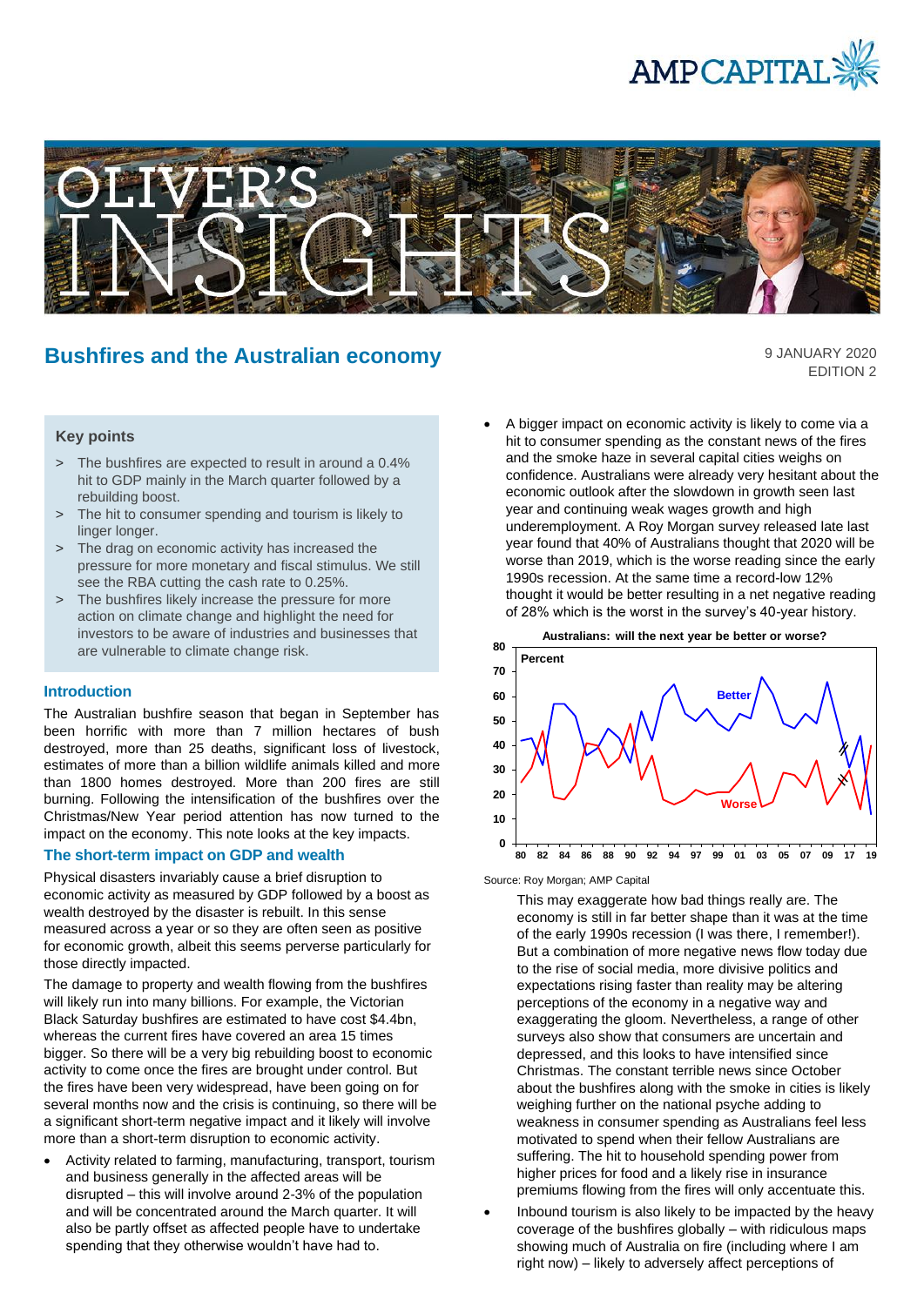# Bushfires and the Australian economy

9 JANUARY 2020
EDITION 2

### Key points

> The bushfires are expected to result in around a 0.4% hit to GDP mainly in the March quarter followed by a rebuilding boost.

> The hit to consumer spending and tourism is likely to linger longer.

> The drag on economic activity has increased the pressure for more monetary and fiscal stimulus. We still see the RBA cutting the cash rate to 0.25%.

> The bushfires likely increase the pressure for more action on climate change and highlight the need for investors to be aware of industries and businesses that are vulnerable to climate change risk.

## Introduction

The Australian bushfire season that began in September has been horrific with more than 7 million hectares of bush destroyed, more than 25 deaths, significant loss of livestock, estimates of more than a billion wildlife animals killed and more than 1800 homes destroyed. More than 200 fires are still burning. Following the intensification of the bushfires over the Christmas/New Year period attention has now turned to the impact on the economy. This note looks at the key impacts.

## The short-term impact on GDP and wealth

Physical disasters invariably cause a brief disruption to economic activity as measured by GDP followed by a boost as wealth destroyed by the disaster is rebuilt. In this sense measured across a year or so they are often seen as positive for economic growth, albeit this seems perverse particularly for those directly impacted.

The damage to property and wealth flowing from the bushfires will likely run into many billions. For example, the Victorian Black Saturday bushfires are estimated to have cost $4.4bn, whereas the current fires have covered an area 15 times bigger. So there will be a very big rebuilding boost to economic activity to come once the fires are brought under control. But the fires have been very widespread, have been going on for several months now and the crisis is continuing, so there will be a significant short-term negative impact and it likely will involve more than a short-term disruption to economic activity.

- Activity related to farming, manufacturing, transport, tourism and business generally in the affected areas will be disrupted – this will involve around 2-3% of the population and will be concentrated around the March quarter. It will also be partly offset as affected people have to undertake spending that they otherwise wouldn't have had to.
- A bigger impact on economic activity is likely to come via a hit to consumer spending as the constant news of the fires and the smoke haze in several capital cities weighs on confidence. Australians were already very hesitant about the economic outlook after the slowdown in growth seen last year and continuing weak wages growth and high underemployment. A Roy Morgan survey released late last year found that 40% of Australians thought that 2020 will be worse than 2019, which is the worse reading since the early 1990s recession. At the same time a record-low 12% thought it would be better resulting in a net negative reading of 28% which is the worst in the survey's 40-year history.

**Australians: will the next year be better or worse?**

Source: Roy Morgan; AMP Capital

This may exaggerate how bad things really are. The economy is still in far better shape than it was at the time of the early 1990s recession (I was there, I remember!). But a combination of more negative news flow today due to the rise of social media, more divisive politics and expectations rising faster than reality may be altering perceptions of the economy in a negative way and exaggerating the gloom. Nevertheless, a range of other surveys also show that consumers are uncertain and depressed, and this looks to have intensified since Christmas. The constant terrible news since October about the bushfires along with the smoke in cities is likely weighing further on the national psyche adding to weakness in consumer spending as Australians feel less motivated to spend when their fellow Australians are suffering. The hit to household spending power from higher prices for food and a likely rise in insurance premiums flowing from the fires will only accentuate this.

- Inbound tourism is also likely to be impacted by the heavy coverage of the bushfires globally – with ridiculous maps showing much of Australia on fire (including where I am right now) – likely to adversely affect perceptions of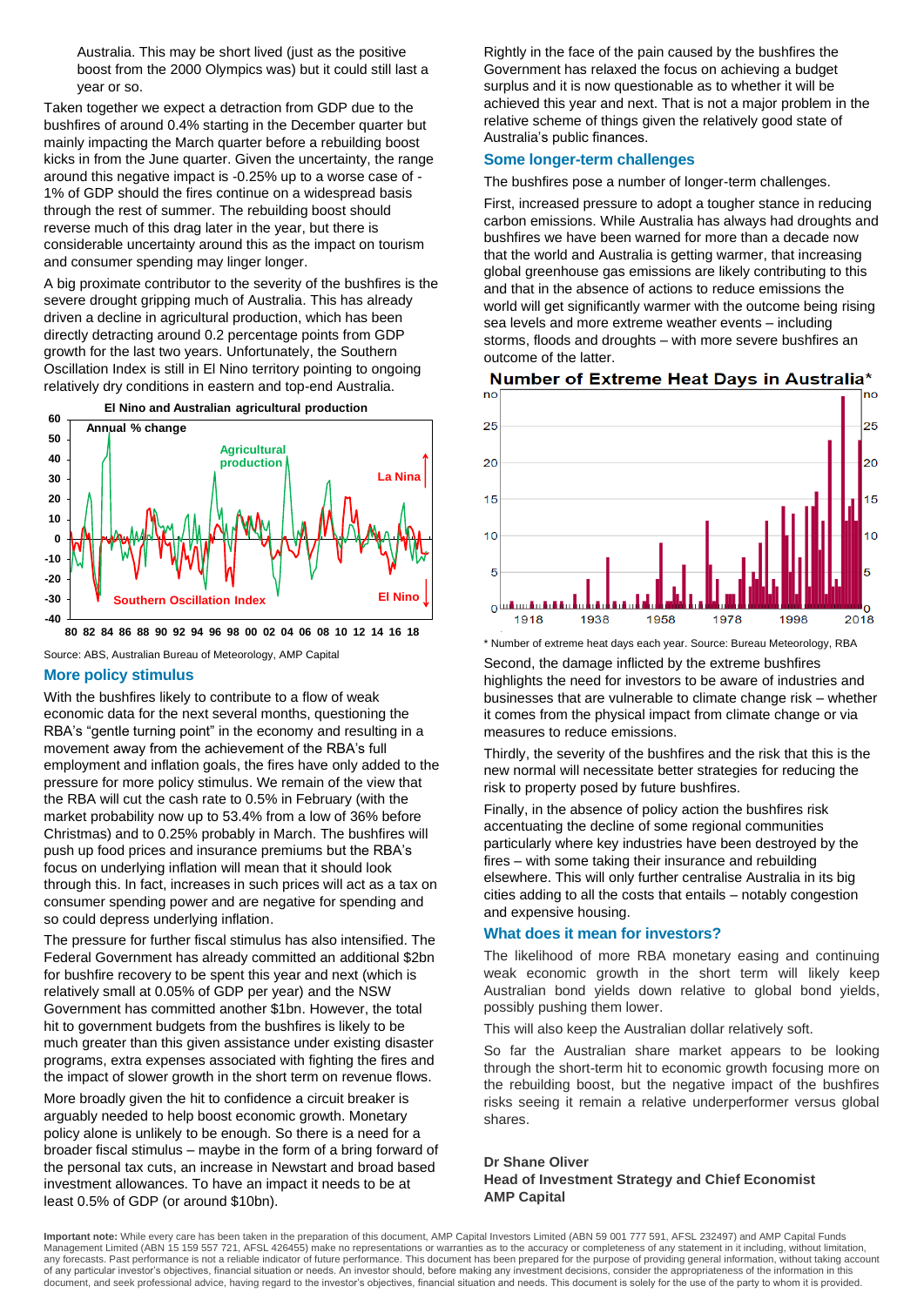Australia. This may be short lived (just as the positive boost from the 2000 Olympics was) but it could still last a year or so.

Taken together we expect a detraction from GDP due to the bushfires of around 0.4% starting in the December quarter but mainly impacting the March quarter before a rebuilding boost kicks in from the June quarter. Given the uncertainty, the range around this negative impact is -0.25% up to a worse case of -1% of GDP should the fires continue on a widespread basis through the rest of summer. The rebuilding boost should reverse much of this drag later in the year, but there is considerable uncertainty around this as the impact on tourism and consumer spending may linger longer.

A big proximate contributor to the severity of the bushfires is the severe drought gripping much of Australia. This has already driven a decline in agricultural production, which has been directly detracting around 0.2 percentage points from GDP growth for the last two years. Unfortunately, the Southern Oscillation Index is still in El Nino territory pointing to ongoing relatively dry conditions in eastern and top-end Australia.

El Nino and Australian agricultural production

Annual % change

Agricultural production

La Nina

El Nino

Southern Oscillation Index

60
50
40
30
20
10
0
-10
-20
-30
-40

80 82 84 86 88 90 92 94 96 98 00 02 04 06 08 10 12 14 16 18

Source: ABS, Australian Bureau of Meteorology, AMP Capital

## More policy stimulus

With the bushfires likely to contribute to a flow of weak economic data for the next several months, questioning the RBA's "gentle turning point" in the economy and resulting in a movement away from the achievement of the RBA's full employment and inflation goals, the fires have only added to the pressure for more policy stimulus. We remain of the view that the RBA will cut the cash rate to 0.5% in February (with the market probability now up to 53.4% from a low of 36% before Christmas) and to 0.25% probably in March. The bushfires will push up food prices and insurance premiums but the RBA's focus on underlying inflation will mean that it should look through this. In fact, increases in such prices will act as a tax on consumer spending power and are negative for spending and so could depress underlying inflation.

The pressure for further fiscal stimulus has also intensified. The Federal Government has already committed an additional $2bn for bushfire recovery to be spent this year and next (which is relatively small at 0.05% of GDP per year) and the NSW Government has committed another $1bn. However, the total hit to government budgets from the bushfires is likely to be much greater than this given assistance under existing disaster programs, extra expenses associated with fighting the fires and the impact of slower growth in the short term on revenue flows.

More broadly given the hit to confidence a circuit breaker is arguably needed to help boost economic growth. Monetary policy alone is unlikely to be enough. So there is a need for a broader fiscal stimulus – maybe in the form of a bring forward of the personal tax cuts, an increase in Newstart and broad based investment allowances. To have an impact it needs to be at least 0.5% of GDP (or around $10bn).

Rightly in the face of the pain caused by the bushfires the Government has relaxed the focus on achieving a budget surplus and it is now questionable as to whether it will be achieved this year and next. That is not a major problem in the relative scheme of things given the relatively good state of Australia's public finances.

## Some longer-term challenges

The bushfires pose a number of longer-term challenges.

First, increased pressure to adopt a tougher stance in reducing carbon emissions. While Australia has always had droughts and bushfires we have been warned for more than a decade now that the world and Australia is getting warmer, that increasing global greenhouse gas emissions are likely contributing to this and that in the absence of actions to reduce emissions the world will get significantly warmer with the outcome being rising sea levels and more extreme weather events – including storms, floods and droughts – with more severe bushfires an outcome of the latter.

Number of Extreme Heat Days in Australia*

no
25
20
15
10
5
0

1918 1938 1958 1978 1998 2018

\* Number of extreme heat days each year. Source: Bureau Meteorology, RBA

Second, the damage inflicted by the extreme bushfires highlights the need for investors to be aware of industries and businesses that are vulnerable to climate change risk – whether it comes from the physical impact from climate change or via measures to reduce emissions.

Thirdly, the severity of the bushfires and the risk that this is the new normal will necessitate better strategies for reducing the risk to property posed by future bushfires.

Finally, in the absence of policy action the bushfires risk accentuating the decline of some regional communities particularly where key industries have been destroyed by the fires – with some taking their insurance and rebuilding elsewhere. This will only further centralise Australia in its big cities adding to all the costs that entails – notably congestion and expensive housing.

## What does it mean for investors?

The likelihood of more RBA monetary easing and continuing weak economic growth in the short term will likely keep Australian bond yields down relative to global bond yields, possibly pushing them lower.

This will also keep the Australian dollar relatively soft.

So far the Australian share market appears to be looking through the short-term hit to economic growth focusing more on the rebuilding boost, but the negative impact of the bushfires risks seeing it remain a relative underperformer versus global shares.

**Dr Shane Oliver**
**Head of Investment Strategy and Chief Economist**
**AMP Capital**

**Important note:** While every care has been taken in the preparation of this document, AMP Capital Investors Limited (ABN 59 001 777 591, AFSL 232497) and AMP Capital Funds Management Limited (ABN 15 159 557 721, AFSL 426455) make no representations or warranties as to the accuracy or completeness of any statement in it including, without limitation, any forecasts. Past performance is not a reliable indicator of future performance. This document has been prepared for the purpose of providing general information, without taking account of any particular investor's objectives, financial situation or needs. An investor should, before making any investment decisions, consider the appropriateness of the information in this document, and seek professional advice, having regard to the investor's objectives, financial situation and needs. This document is solely for the use of the party to whom it is provided.